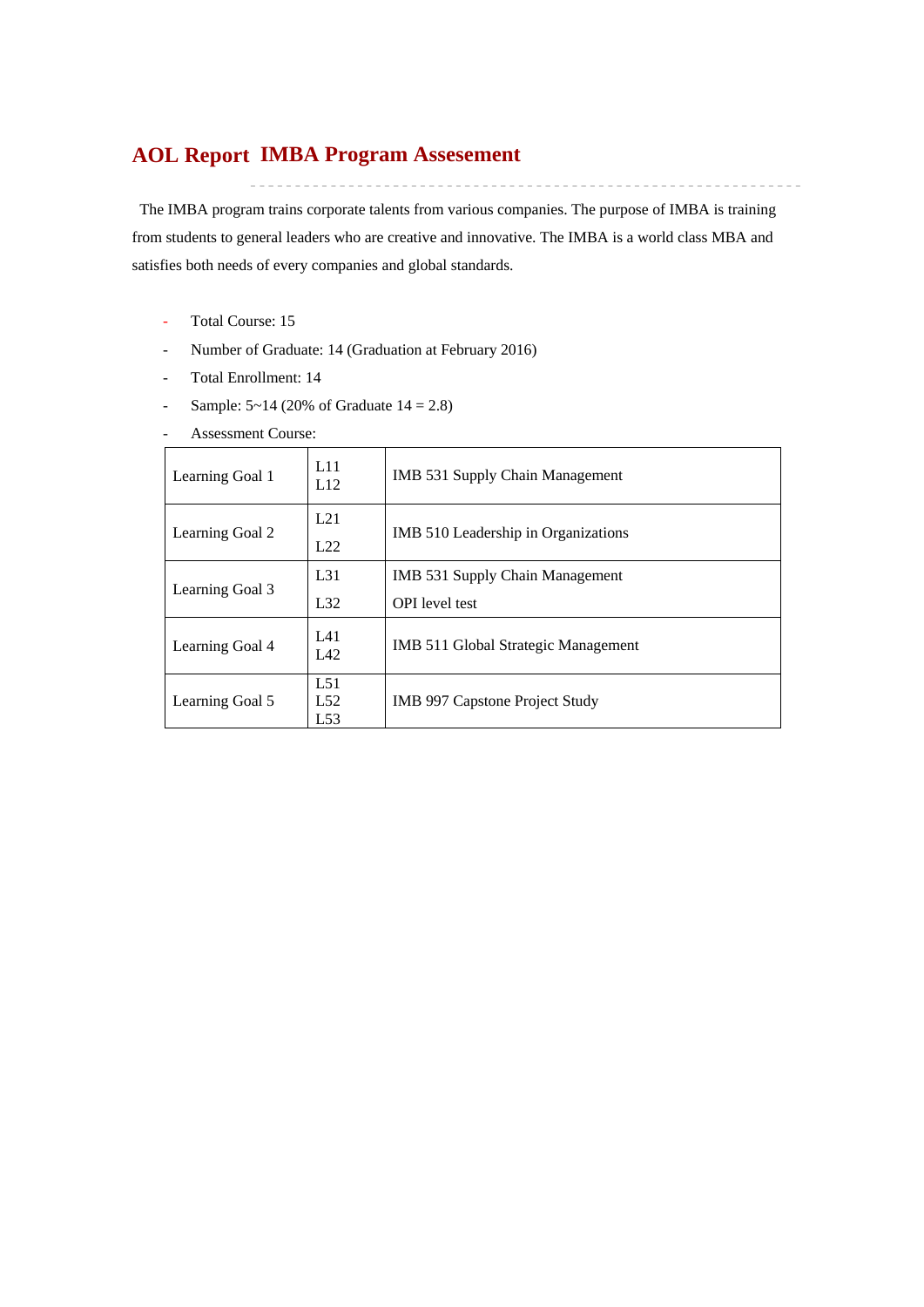# AOL Report IMBA Program Assesement

The IMBA program trains corporate talents from various companies. The purpose of IMBA is training from students to general leaders who are creative and innovative. The IMBA is a world class MBA and satisfies both needs of every companies and global standards.

- Total Course: 15
- Number of Graduate: 14 (Graduation at February 2016)
- Total Enrollment: 14
- Sample: 5~14 (20% of Graduate 14 = 2.8)
- Assessment Course:

| Learning Goal | Objectives | Assessment Course |
|---|---|---|
| Learning Goal 1 | L11<br>L12 | IMB 531 Supply Chain Management |
| Learning Goal 2 | L21<br>L22 | IMB 510 Leadership in Organizations |
| Learning Goal 3 | L31<br>L32 | IMB 531 Supply Chain Management<br>OPI level test |
| Learning Goal 4 | L41<br>L42 | IMB 511 Global Strategic Management |
| Learning Goal 5 | L51<br>L52<br>L53 | IMB 997 Capstone Project Study |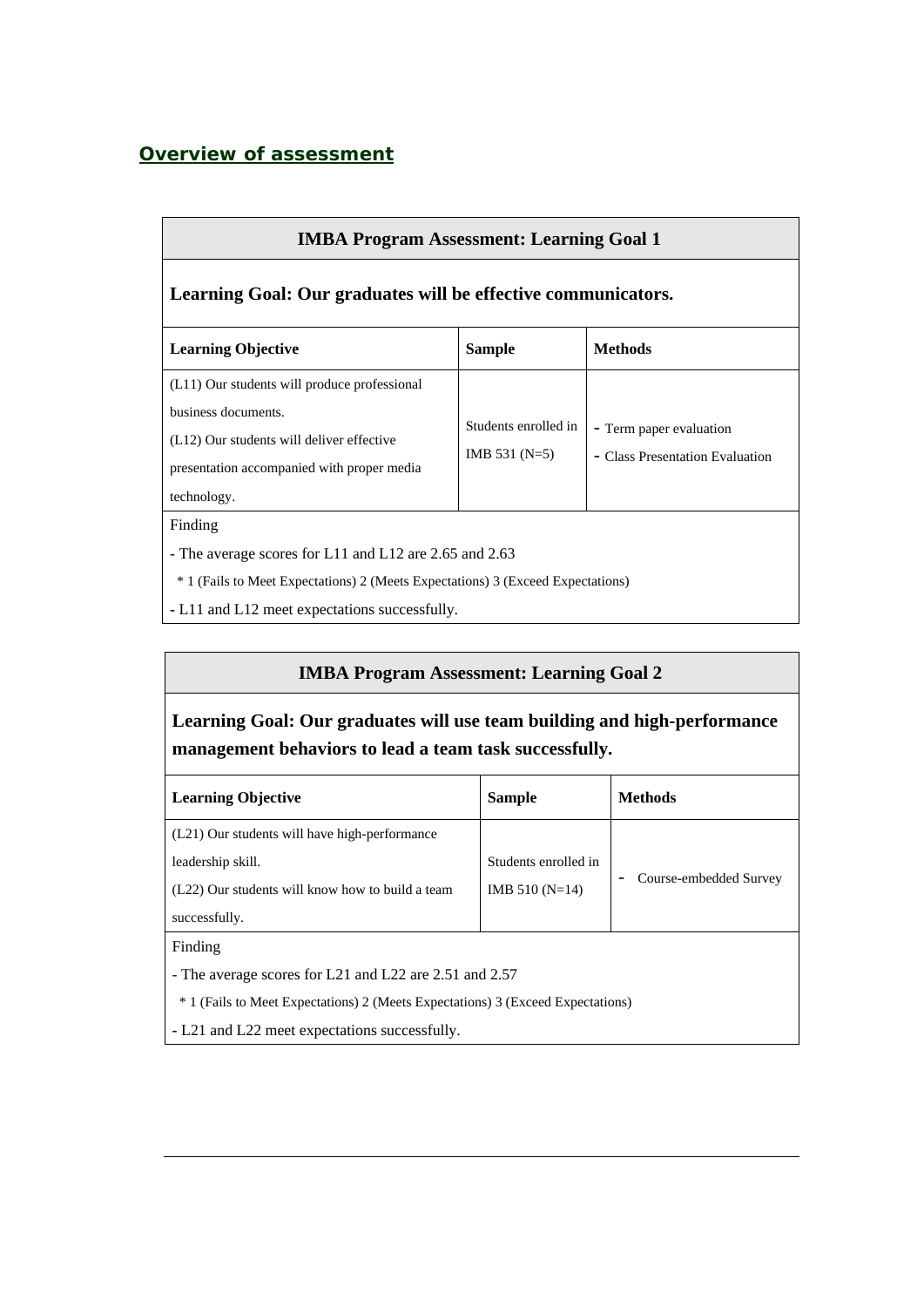## Overview of assessment

### IMBA Program Assessment: Learning Goal 1

**Learning Goal: Our graduates will be effective communicators.**

| Learning Objective | Sample | Methods |
|---|---|---|
| (L11) Our students will produce professional business documents.<br>(L12) Our students will deliver effective presentation accompanied with proper media technology. | Students enrolled in IMB 531 (N=5) | - Term paper evaluation<br>- Class Presentation Evaluation |

Finding

- The average scores for L11 and L12 are 2.65 and 2.63

  * 1 (Fails to Meet Expectations) 2 (Meets Expectations) 3 (Exceed Expectations)

- L11 and L12 meet expectations successfully.

### IMBA Program Assessment: Learning Goal 2

**Learning Goal: Our graduates will use team building and high-performance management behaviors to lead a team task successfully.**

| Learning Objective | Sample | Methods |
|---|---|---|
| (L21) Our students will have high-performance leadership skill.<br>(L22) Our students will know how to build a team successfully. | Students enrolled in IMB 510 (N=14) | - Course-embedded Survey |

Finding

- The average scores for L21 and L22 are 2.51 and 2.57

  * 1 (Fails to Meet Expectations) 2 (Meets Expectations) 3 (Exceed Expectations)

- L21 and L22 meet expectations successfully.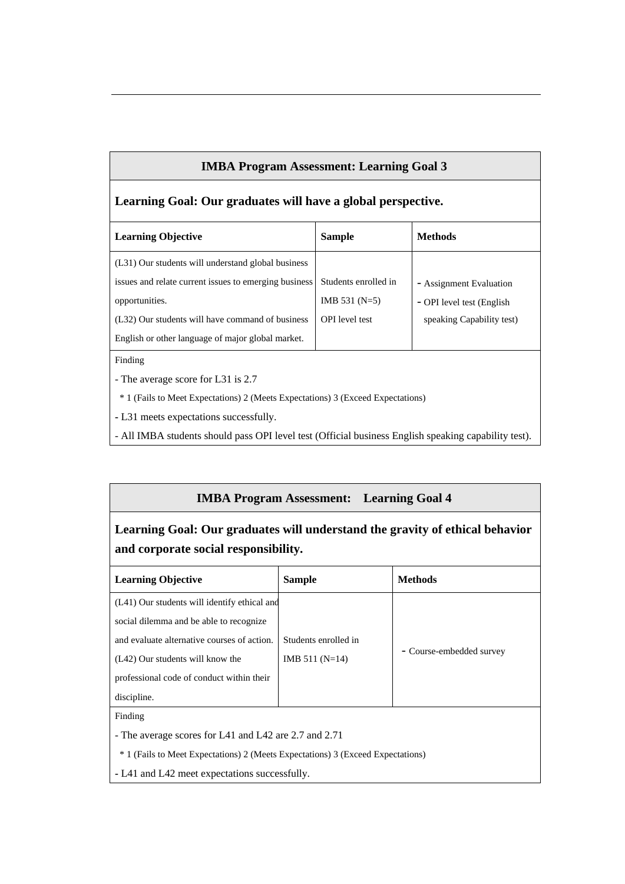## IMBA Program Assessment: Learning Goal 3

**Learning Goal: Our graduates will have a global perspective.**

| Learning Objective | Sample | Methods |
|---|---|---|
| (L31) Our students will understand global business issues and relate current issues to emerging business opportunities.<br>(L32) Our students will have command of business English or other language of major global market. | Students enrolled in IMB 531 (N=5)<br>OPI level test | - Assignment Evaluation<br>- OPI level test (English speaking Capability test) |

Finding

- The average score for L31 is 2.7
  * 1 (Fails to Meet Expectations) 2 (Meets Expectations) 3 (Exceed Expectations)
- L31 meets expectations successfully.
- All IMBA students should pass OPI level test (Official business English speaking capability test).

## IMBA Program Assessment: Learning Goal 4

**Learning Goal: Our graduates will understand the gravity of ethical behavior and corporate social responsibility.**

| Learning Objective | Sample | Methods |
|---|---|---|
| (L41) Our students will identify ethical and social dilemma and be able to recognize and evaluate alternative courses of action.<br>(L42) Our students will know the professional code of conduct within their discipline. | Students enrolled in IMB 511 (N=14) | - Course-embedded survey |

Finding

- The average scores for L41 and L42 are 2.7 and 2.71
  * 1 (Fails to Meet Expectations) 2 (Meets Expectations) 3 (Exceed Expectations)
- L41 and L42 meet expectations successfully.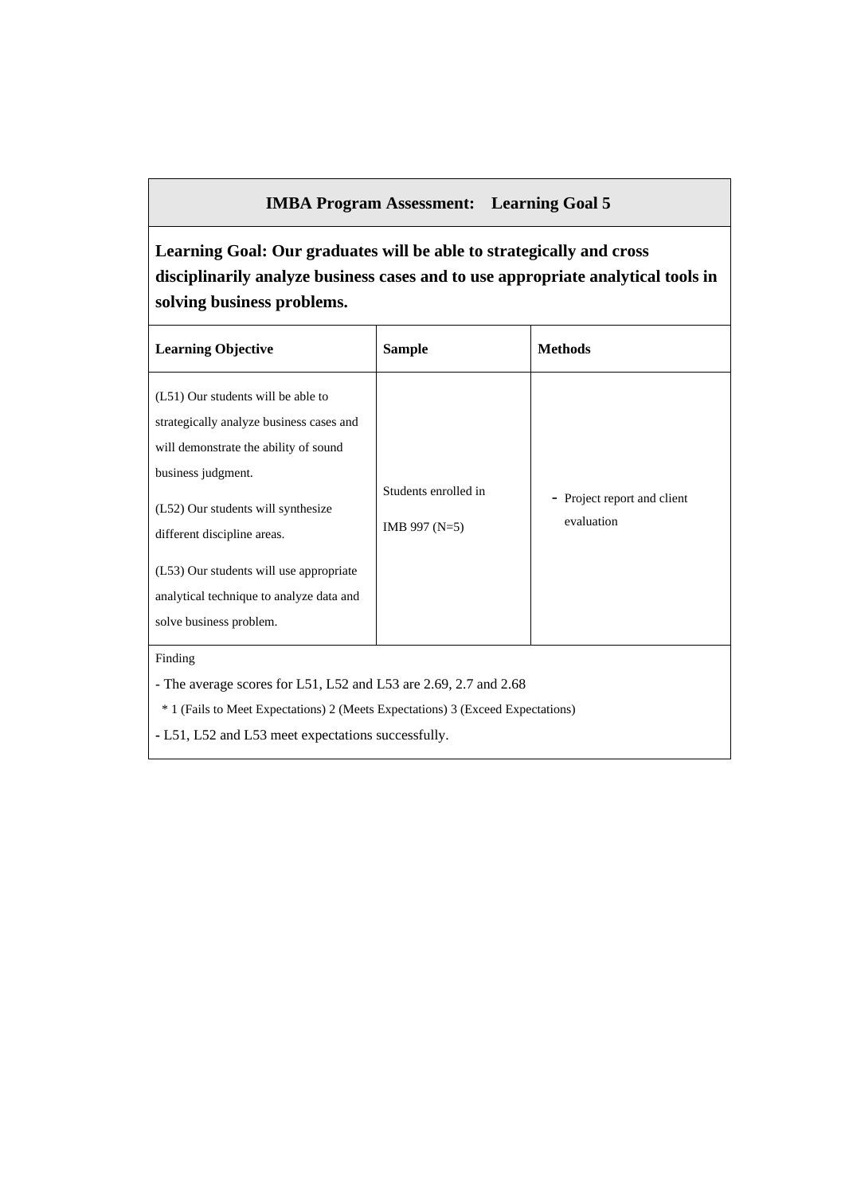## IMBA Program Assessment: Learning Goal 5

**Learning Goal: Our graduates will be able to strategically and cross disciplinarily analyze business cases and to use appropriate analytical tools in solving business problems.**

| Learning Objective | Sample | Methods |
| --- | --- | --- |
| (L51) Our students will be able to strategically analyze business cases and will demonstrate the ability of sound business judgment.<br><br>(L52) Our students will synthesize different discipline areas.<br><br>(L53) Our students will use appropriate analytical technique to analyze data and solve business problem. | Students enrolled in IMB 997 (N=5) | - Project report and client evaluation |

Finding

- The average scores for L51, L52 and L53 are 2.69, 2.7 and 2.68

  * 1 (Fails to Meet Expectations) 2 (Meets Expectations) 3 (Exceed Expectations)

- L51, L52 and L53 meet expectations successfully.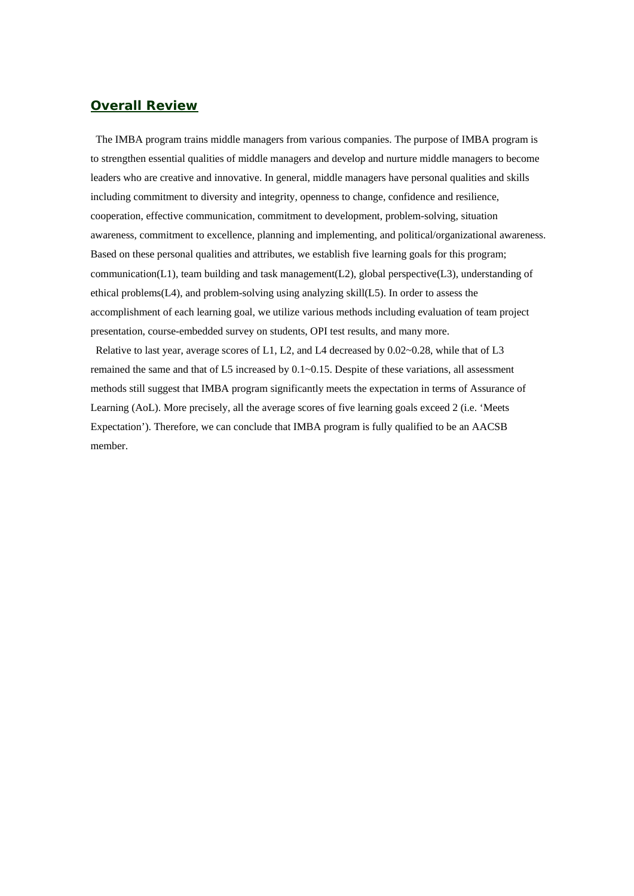## Overall Review

The IMBA program trains middle managers from various companies. The purpose of IMBA program is to strengthen essential qualities of middle managers and develop and nurture middle managers to become leaders who are creative and innovative. In general, middle managers have personal qualities and skills including commitment to diversity and integrity, openness to change, confidence and resilience, cooperation, effective communication, commitment to development, problem-solving, situation awareness, commitment to excellence, planning and implementing, and political/organizational awareness. Based on these personal qualities and attributes, we establish five learning goals for this program; communication(L1), team building and task management(L2), global perspective(L3), understanding of ethical problems(L4), and problem-solving using analyzing skill(L5). In order to assess the accomplishment of each learning goal, we utilize various methods including evaluation of team project presentation, course-embedded survey on students, OPI test results, and many more.

Relative to last year, average scores of L1, L2, and L4 decreased by 0.02~0.28, while that of L3 remained the same and that of L5 increased by 0.1~0.15. Despite of these variations, all assessment methods still suggest that IMBA program significantly meets the expectation in terms of Assurance of Learning (AoL). More precisely, all the average scores of five learning goals exceed 2 (i.e. 'Meets Expectation'). Therefore, we can conclude that IMBA program is fully qualified to be an AACSB member.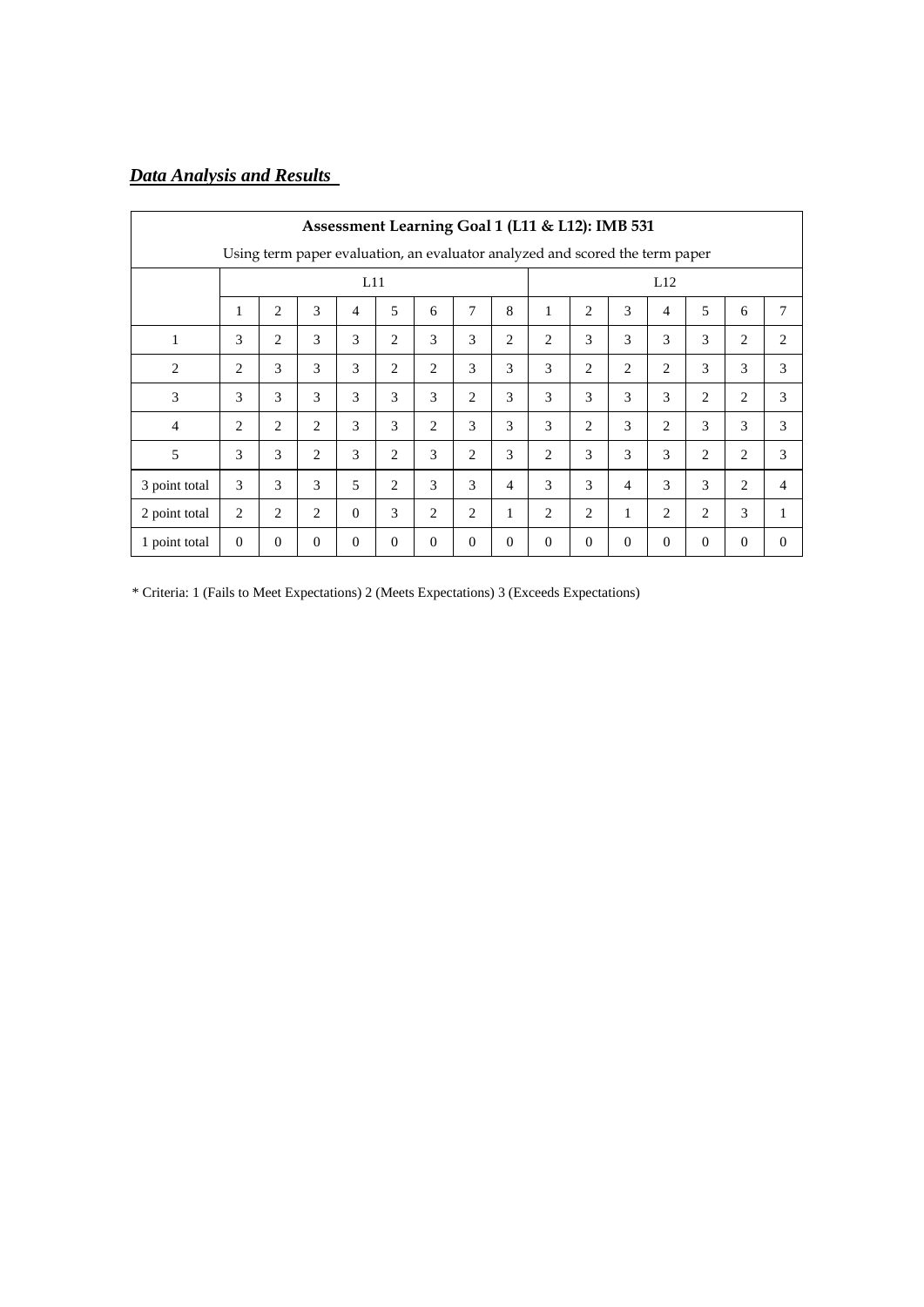***Data Analysis and Results***

| **Assessment Learning Goal 1 (L11 & L12): IMB 531** | | | | | | | | | | | | | | | | |
|---|---|---|---|---|---|---|---|---|---|---|---|---|---|---|---|---|
| Using term paper evaluation, an evaluator analyzed and scored the term paper | | | | | | | | | | | | | | | | |
| | L11 | | | | | | | | L12 | | | | | | | |
| | 1 | 2 | 3 | 4 | 5 | 6 | 7 | 8 | 1 | 2 | 3 | 4 | 5 | 6 | 7 |
| 1 | 3 | 2 | 3 | 3 | 2 | 3 | 3 | 2 | 2 | 3 | 3 | 3 | 3 | 2 | 2 |
| 2 | 2 | 3 | 3 | 3 | 2 | 2 | 3 | 3 | 3 | 2 | 2 | 2 | 3 | 3 | 3 |
| 3 | 3 | 3 | 3 | 3 | 3 | 3 | 2 | 3 | 3 | 3 | 3 | 3 | 2 | 2 | 3 |
| 4 | 2 | 2 | 2 | 3 | 3 | 2 | 3 | 3 | 3 | 2 | 3 | 2 | 3 | 3 | 3 |
| 5 | 3 | 3 | 2 | 3 | 2 | 3 | 2 | 3 | 2 | 3 | 3 | 3 | 2 | 2 | 3 |
| 3 point total | 3 | 3 | 3 | 5 | 2 | 3 | 3 | 4 | 3 | 3 | 4 | 3 | 3 | 2 | 4 |
| 2 point total | 2 | 2 | 2 | 0 | 3 | 2 | 2 | 1 | 2 | 2 | 1 | 2 | 2 | 3 | 1 |
| 1 point total | 0 | 0 | 0 | 0 | 0 | 0 | 0 | 0 | 0 | 0 | 0 | 0 | 0 | 0 | 0 |

* Criteria: 1 (Fails to Meet Expectations) 2 (Meets Expectations) 3 (Exceeds Expectations)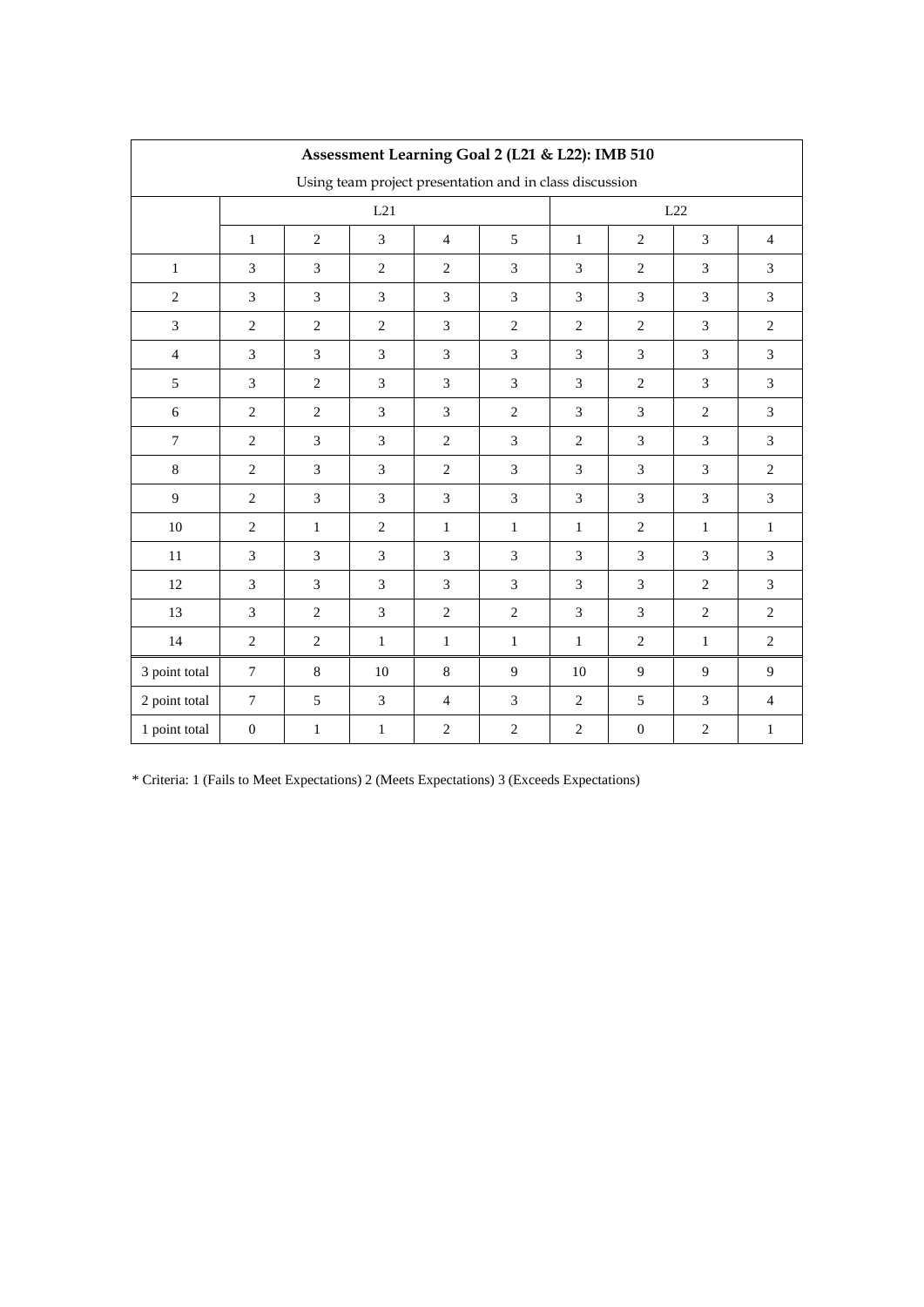| Assessment Learning Goal 2 (L21 & L22): IMB 510 | | | | | | | | | |
|---|---|---|---|---|---|---|---|---|---|
| Using team project presentation and in class discussion | | | | | | | | | |
| | L21 | | | | | L22 | | | |
| | 1 | 2 | 3 | 4 | 5 | 1 | 2 | 3 | 4 |
| 1 | 3 | 3 | 2 | 2 | 3 | 3 | 2 | 3 | 3 |
| 2 | 3 | 3 | 3 | 3 | 3 | 3 | 3 | 3 | 3 |
| 3 | 2 | 2 | 2 | 3 | 2 | 2 | 2 | 3 | 2 |
| 4 | 3 | 3 | 3 | 3 | 3 | 3 | 3 | 3 | 3 |
| 5 | 3 | 2 | 3 | 3 | 3 | 3 | 2 | 3 | 3 |
| 6 | 2 | 2 | 3 | 3 | 2 | 3 | 3 | 2 | 3 |
| 7 | 2 | 3 | 3 | 2 | 3 | 2 | 3 | 3 | 3 |
| 8 | 2 | 3 | 3 | 2 | 3 | 3 | 3 | 3 | 2 |
| 9 | 2 | 3 | 3 | 3 | 3 | 3 | 3 | 3 | 3 |
| 10 | 2 | 1 | 2 | 1 | 1 | 1 | 2 | 1 | 1 |
| 11 | 3 | 3 | 3 | 3 | 3 | 3 | 3 | 3 | 3 |
| 12 | 3 | 3 | 3 | 3 | 3 | 3 | 3 | 2 | 3 |
| 13 | 3 | 2 | 3 | 2 | 2 | 3 | 3 | 2 | 2 |
| 14 | 2 | 2 | 1 | 1 | 1 | 1 | 2 | 1 | 2 |
| 3 point total | 7 | 8 | 10 | 8 | 9 | 10 | 9 | 9 | 9 |
| 2 point total | 7 | 5 | 3 | 4 | 3 | 2 | 5 | 3 | 4 |
| 1 point total | 0 | 1 | 1 | 2 | 2 | 2 | 0 | 2 | 1 |

* Criteria: 1 (Fails to Meet Expectations) 2 (Meets Expectations) 3 (Exceeds Expectations)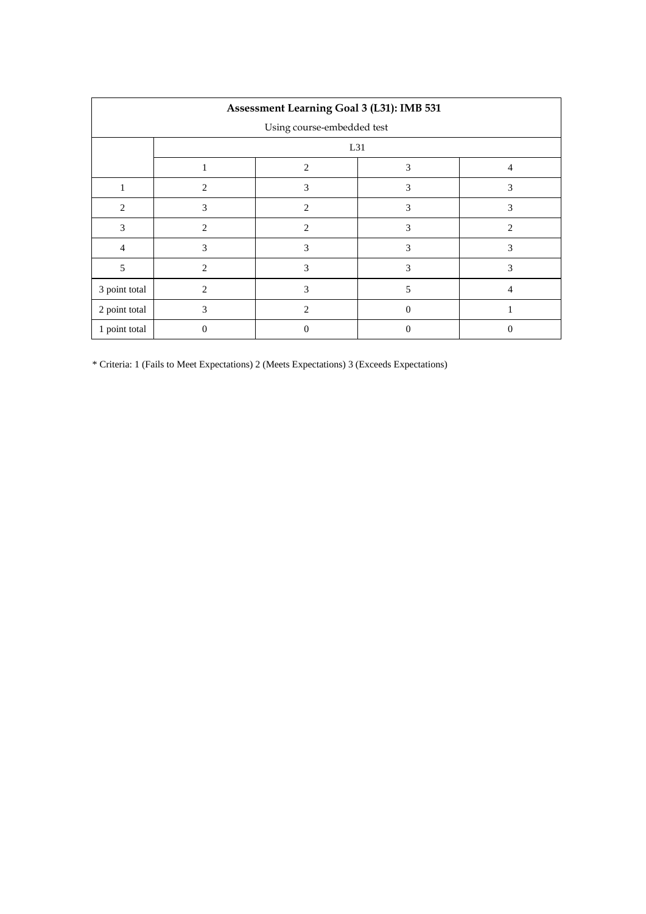| Assessment Learning Goal 3 (L31): IMB 531 | | | | |
|---|---|---|---|---|
| Using course-embedded test | | | | |
| | L31 | | | |
| | 1 | 2 | 3 | 4 |
| 1 | 2 | 3 | 3 | 3 |
| 2 | 3 | 2 | 3 | 3 |
| 3 | 2 | 2 | 3 | 2 |
| 4 | 3 | 3 | 3 | 3 |
| 5 | 2 | 3 | 3 | 3 |
| 3 point total | 2 | 3 | 5 | 4 |
| 2 point total | 3 | 2 | 0 | 1 |
| 1 point total | 0 | 0 | 0 | 0 |

* Criteria: 1 (Fails to Meet Expectations) 2 (Meets Expectations) 3 (Exceeds Expectations)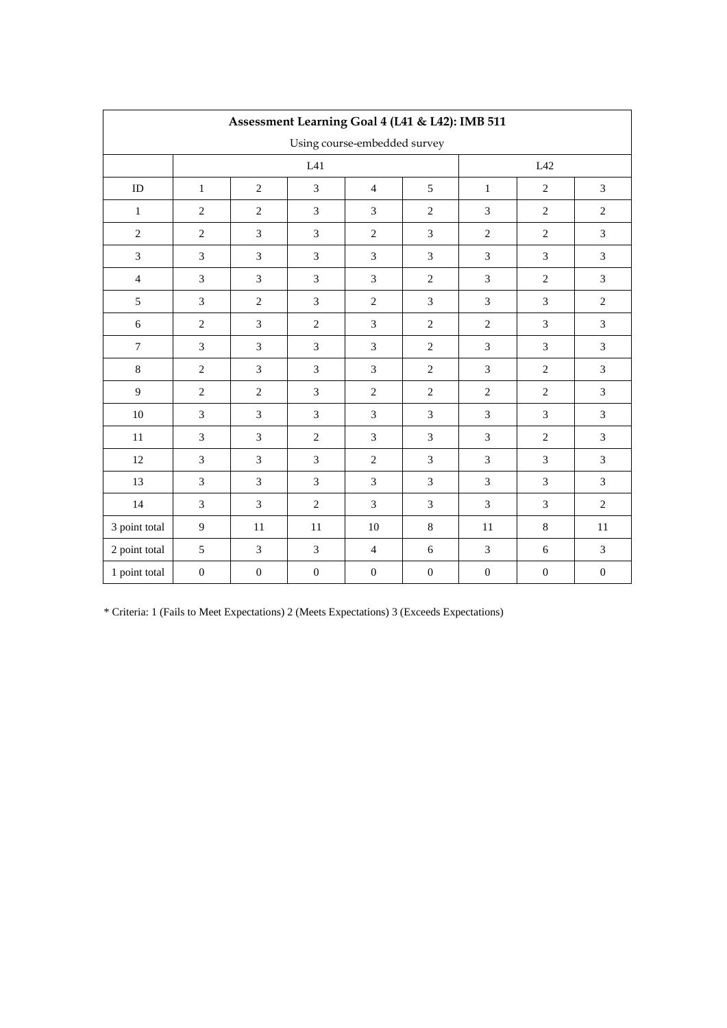| Assessment Learning Goal 4 (L41 & L42): IMB 511 | | | | | | | | |
|---|---|---|---|---|---|---|---|---|
| Using course-embedded survey | | | | | | | | |
| | L41 | | | | | L42 | | |
| ID | 1 | 2 | 3 | 4 | 5 | 1 | 2 | 3 |
| 1 | 2 | 2 | 3 | 3 | 2 | 3 | 2 | 2 |
| 2 | 2 | 3 | 3 | 2 | 3 | 2 | 2 | 3 |
| 3 | 3 | 3 | 3 | 3 | 3 | 3 | 3 | 3 |
| 4 | 3 | 3 | 3 | 3 | 2 | 3 | 2 | 3 |
| 5 | 3 | 2 | 3 | 2 | 3 | 3 | 3 | 2 |
| 6 | 2 | 3 | 2 | 3 | 2 | 2 | 3 | 3 |
| 7 | 3 | 3 | 3 | 3 | 2 | 3 | 3 | 3 |
| 8 | 2 | 3 | 3 | 3 | 2 | 3 | 2 | 3 |
| 9 | 2 | 2 | 3 | 2 | 2 | 2 | 2 | 3 |
| 10 | 3 | 3 | 3 | 3 | 3 | 3 | 3 | 3 |
| 11 | 3 | 3 | 2 | 3 | 3 | 3 | 2 | 3 |
| 12 | 3 | 3 | 3 | 2 | 3 | 3 | 3 | 3 |
| 13 | 3 | 3 | 3 | 3 | 3 | 3 | 3 | 3 |
| 14 | 3 | 3 | 2 | 3 | 3 | 3 | 3 | 2 |
| 3 point total | 9 | 11 | 11 | 10 | 8 | 11 | 8 | 11 |
| 2 point total | 5 | 3 | 3 | 4 | 6 | 3 | 6 | 3 |
| 1 point total | 0 | 0 | 0 | 0 | 0 | 0 | 0 | 0 |

* Criteria: 1 (Fails to Meet Expectations) 2 (Meets Expectations) 3 (Exceeds Expectations)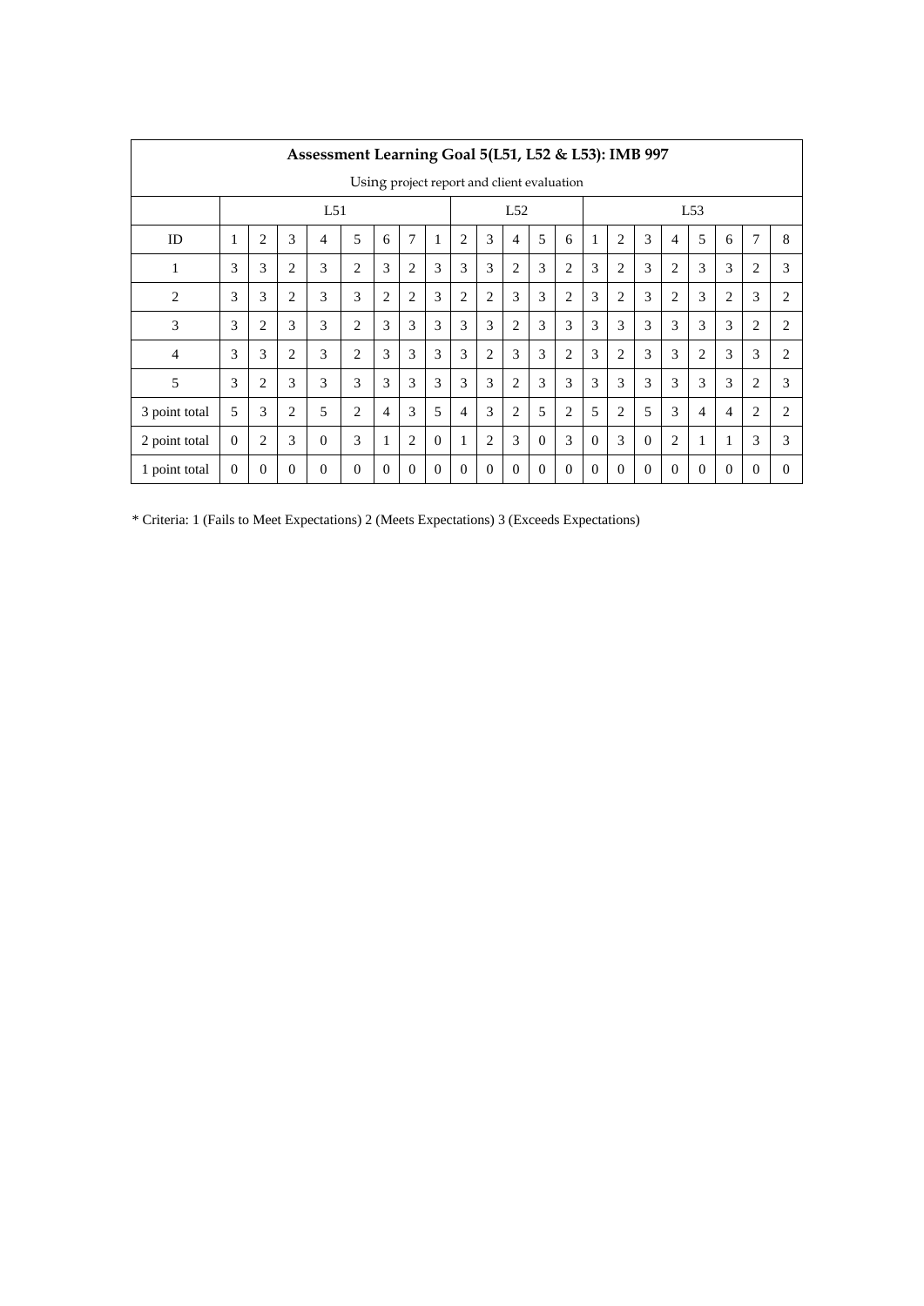| Assessment Learning Goal 5(L51, L52 & L53): IMB 997 | | | | | | | | | | | | | | | | | | | | | | |
|---|---|---|---|---|---|---|---|---|---|---|---|---|---|---|---|---|---|---|---|---|---|---|
| Using project report and client evaluation | | | | | | | | | | | | | | | | | | | | | | |
| | L51 | | | | | | | | L52 | | | | | | L53 | | | | | | | |
| ID | 1 | 2 | 3 | 4 | 5 | 6 | 7 | 1 | 2 | 3 | 4 | 5 | 6 | 1 | 2 | 3 | 4 | 5 | 6 | 7 | 8 |
| 1 | 3 | 3 | 2 | 3 | 2 | 3 | 2 | 3 | 3 | 3 | 2 | 3 | 2 | 3 | 2 | 3 | 2 | 3 | 3 | 2 | 3 |
| 2 | 3 | 3 | 2 | 3 | 3 | 2 | 2 | 3 | 2 | 2 | 3 | 3 | 2 | 3 | 2 | 3 | 2 | 3 | 2 | 3 | 2 |
| 3 | 3 | 2 | 3 | 3 | 2 | 3 | 3 | 3 | 3 | 3 | 2 | 3 | 3 | 3 | 3 | 3 | 3 | 3 | 3 | 2 | 2 |
| 4 | 3 | 3 | 2 | 3 | 2 | 3 | 3 | 3 | 3 | 2 | 3 | 3 | 2 | 3 | 2 | 3 | 3 | 2 | 3 | 3 | 2 |
| 5 | 3 | 2 | 3 | 3 | 3 | 3 | 3 | 3 | 3 | 3 | 2 | 3 | 3 | 3 | 3 | 3 | 3 | 3 | 3 | 2 | 3 |
| 3 point total | 5 | 3 | 2 | 5 | 2 | 4 | 3 | 5 | 4 | 3 | 2 | 5 | 2 | 5 | 2 | 5 | 3 | 4 | 4 | 2 | 2 |
| 2 point total | 0 | 2 | 3 | 0 | 3 | 1 | 2 | 0 | 1 | 2 | 3 | 0 | 3 | 0 | 3 | 0 | 2 | 1 | 1 | 3 | 3 |
| 1 point total | 0 | 0 | 0 | 0 | 0 | 0 | 0 | 0 | 0 | 0 | 0 | 0 | 0 | 0 | 0 | 0 | 0 | 0 | 0 | 0 | 0 |

* Criteria: 1 (Fails to Meet Expectations) 2 (Meets Expectations) 3 (Exceeds Expectations)